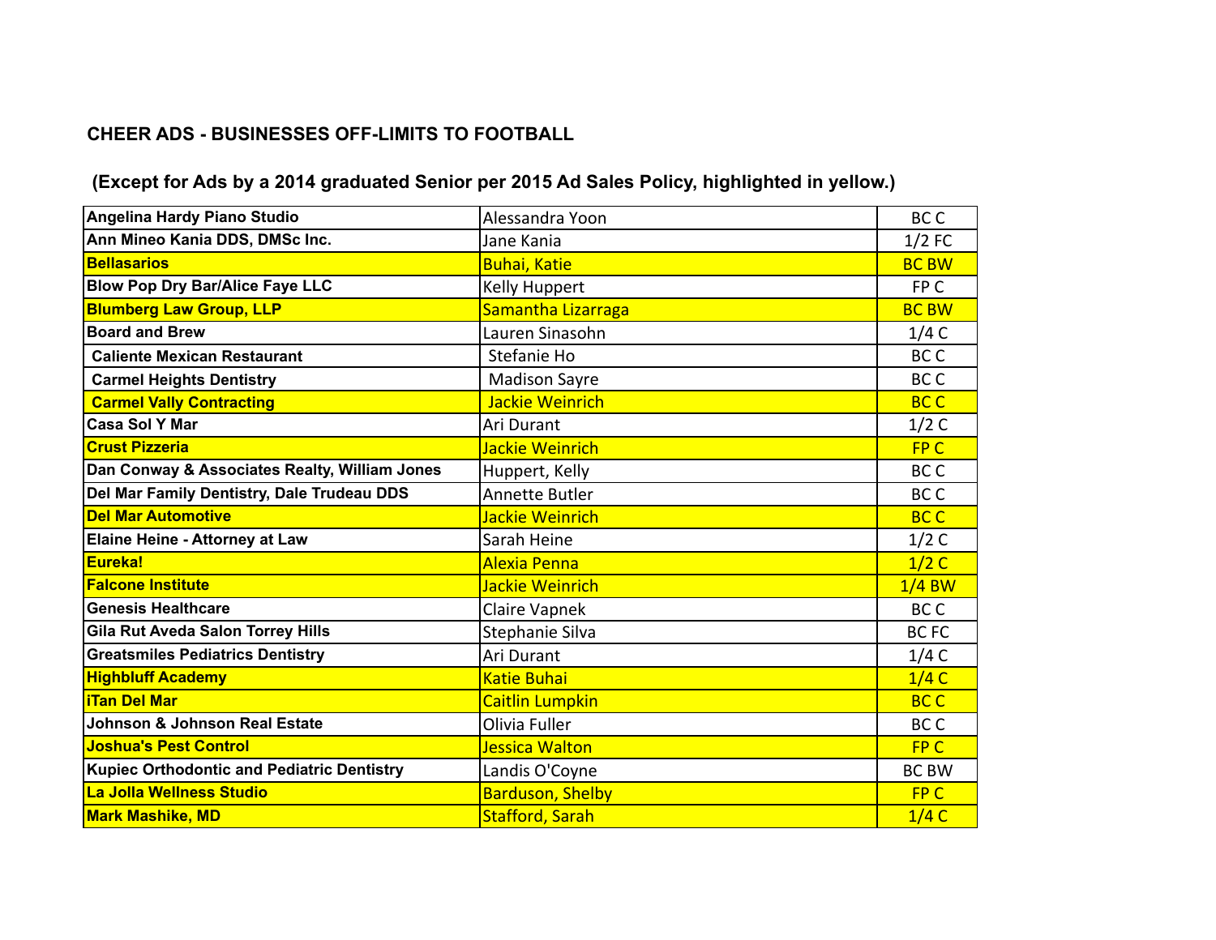**CHEER ADS - BUSINESSES OFF-LIMITS TO FOOTBALL**

**(Except for Ads by a 2014 graduated Senior per 2015 Ad Sales Policy, highlighted in yellow.)**

| | | |
|---|---|---|
| **Angelina Hardy Piano Studio** | Alessandra Yoon | BC C |
| **Ann Mineo Kania DDS, DMSc Inc.** | Jane Kania | 1/2 FC |
| **Bellasarios** | Buhai, Katie | BC BW |
| **Blow Pop Dry Bar/Alice Faye LLC** | Kelly Huppert | FP C |
| **Blumberg Law Group, LLP** | Samantha Lizarraga | BC BW |
| **Board and Brew** | Lauren Sinasohn | 1/4 C |
| **Caliente Mexican Restaurant** | Stefanie Ho | BC C |
| **Carmel Heights Dentistry** | Madison Sayre | BC C |
| **Carmel Vally Contracting** | Jackie Weinrich | BC C |
| **Casa Sol Y Mar** | Ari Durant | 1/2 C |
| **Crust Pizzeria** | Jackie Weinrich | FP C |
| **Dan Conway & Associates Realty, William Jones** | Huppert, Kelly | BC C |
| **Del Mar Family Dentistry, Dale Trudeau DDS** | Annette Butler | BC C |
| **Del Mar Automotive** | Jackie Weinrich | BC C |
| **Elaine Heine - Attorney at Law** | Sarah Heine | 1/2 C |
| **Eureka!** | Alexia Penna | 1/2 C |
| **Falcone Institute** | Jackie Weinrich | 1/4 BW |
| **Genesis Healthcare** | Claire Vapnek | BC C |
| **Gila Rut Aveda Salon Torrey Hills** | Stephanie Silva | BC FC |
| **Greatsmiles Pediatrics Dentistry** | Ari Durant | 1/4 C |
| **Highbluff Academy** | Katie Buhai | 1/4 C |
| **iTan Del Mar** | Caitlin Lumpkin | BC C |
| **Johnson & Johnson Real Estate** | Olivia Fuller | BC C |
| **Joshua's Pest Control** | Jessica Walton | FP C |
| **Kupiec Orthodontic and Pediatric Dentistry** | Landis O'Coyne | BC BW |
| **La Jolla Wellness Studio** | Barduson, Shelby | FP C |
| **Mark Mashike, MD** | Stafford, Sarah | 1/4 C |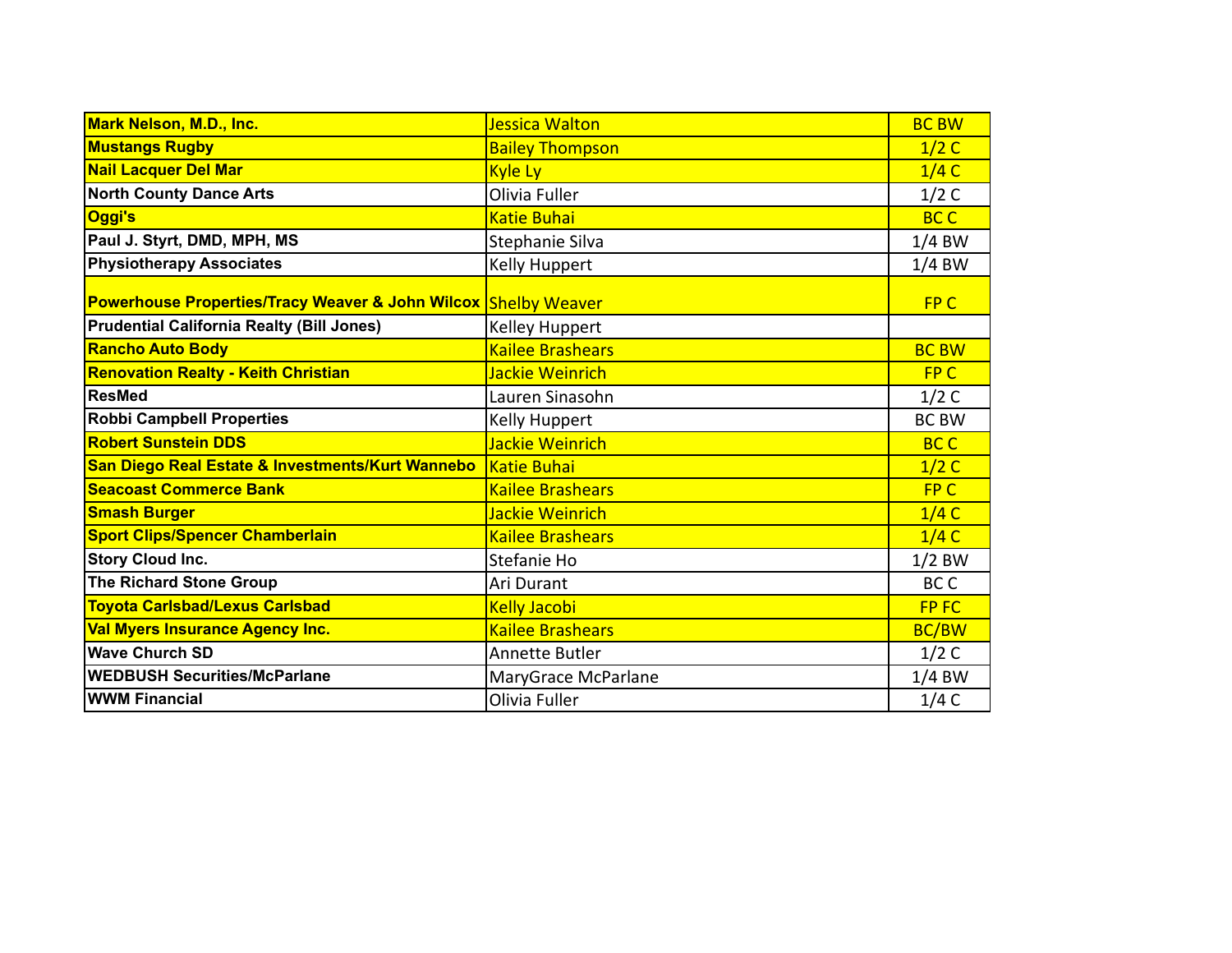| | | |
|---|---|---|
| **Mark Nelson, M.D., Inc.** | Jessica Walton | BC BW |
| **Mustangs Rugby** | Bailey Thompson | 1/2 C |
| **Nail Lacquer Del Mar** | Kyle Ly | 1/4 C |
| **North County Dance Arts** | Olivia Fuller | 1/2 C |
| **Oggi's** | Katie Buhai | BC C |
| **Paul J. Styrt, DMD, MPH, MS** | Stephanie Silva | 1/4 BW |
| **Physiotherapy Associates** | Kelly Huppert | 1/4 BW |
| **Powerhouse Properties/Tracy Weaver & John Wilcox** | Shelby Weaver | FP C |
| **Prudential California Realty (Bill Jones)** | Kelley Huppert | |
| **Rancho Auto Body** | Kailee Brashears | BC BW |
| **Renovation Realty - Keith Christian** | Jackie Weinrich | FP C |
| **ResMed** | Lauren Sinasohn | 1/2 C |
| **Robbi Campbell Properties** | Kelly Huppert | BC BW |
| **Robert Sunstein DDS** | Jackie Weinrich | BC C |
| **San Diego Real Estate & Investments/Kurt Wannebo** | Katie Buhai | 1/2 C |
| **Seacoast Commerce Bank** | Kailee Brashears | FP C |
| **Smash Burger** | Jackie Weinrich | 1/4 C |
| **Sport Clips/Spencer Chamberlain** | Kailee Brashears | 1/4 C |
| **Story Cloud Inc.** | Stefanie Ho | 1/2 BW |
| **The Richard Stone Group** | Ari Durant | BC C |
| **Toyota Carlsbad/Lexus Carlsbad** | Kelly Jacobi | FP FC |
| **Val Myers Insurance Agency Inc.** | Kailee Brashears | BC/BW |
| **Wave Church SD** | Annette Butler | 1/2 C |
| **WEDBUSH Securities/McParlane** | MaryGrace McParlane | 1/4 BW |
| **WWM Financial** | Olivia Fuller | 1/4 C |